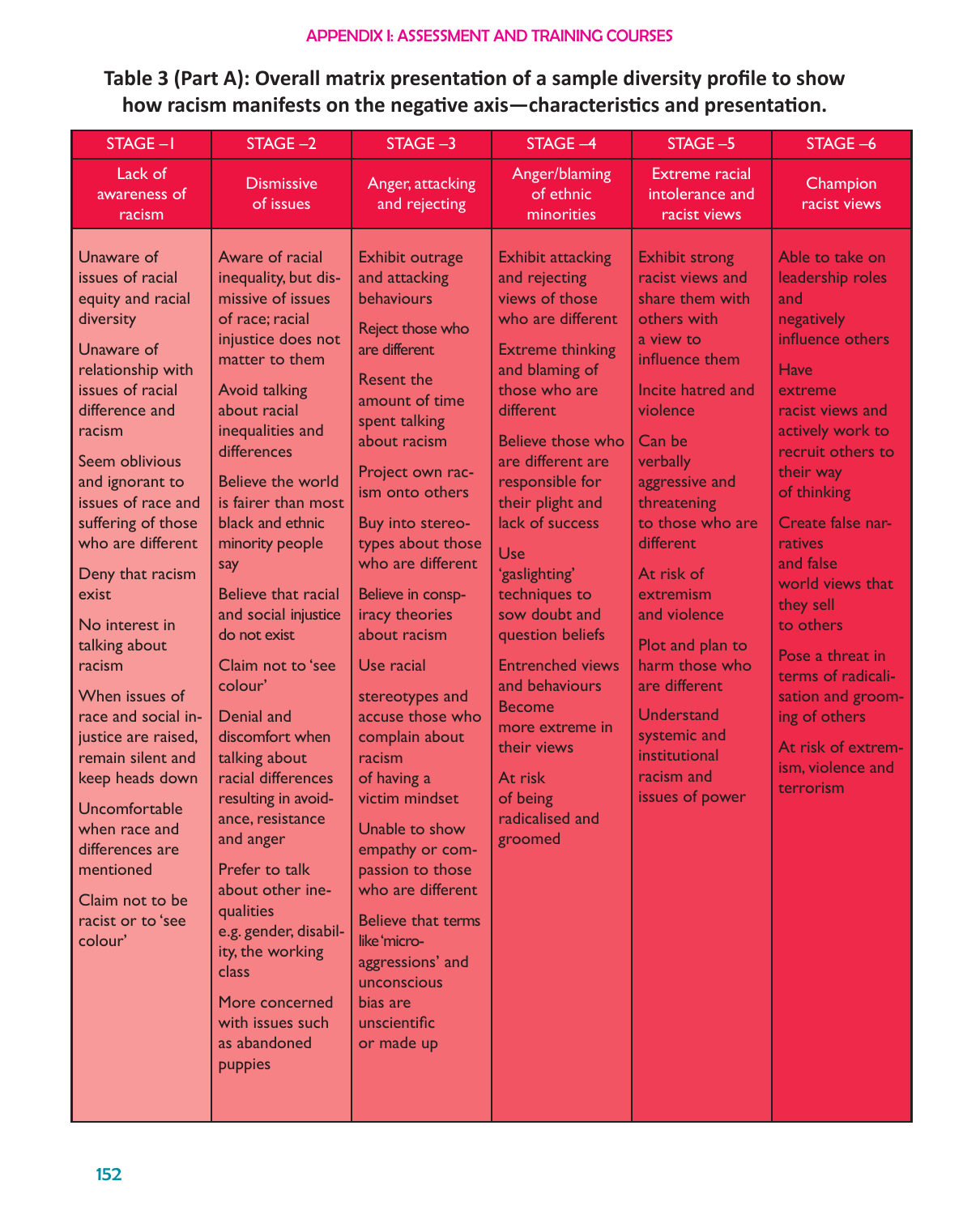APPENDIX I: ASSESSMENT AND TRAINING COURSES

## Table 3 (Part A): Overall matrix presentation of a sample diversity profile to show how racism manifests on the negative axis—characteristics and presentation.

| STAGE –1 | STAGE –2 | STAGE –3 | STAGE –4 | STAGE –5 | STAGE –6 |
|---|---|---|---|---|---|
| Lack of awareness of racism | Dismissive of issues | Anger, attacking and rejecting | Anger/blaming of ethnic minorities | Extreme racial intolerance and racist views | Champion racist views |
| Unaware of issues of racial equity and racial diversity<br><br>Unaware of relationship with issues of racial difference and racism<br><br>Seem oblivious and ignorant to issues of race and suffering of those who are different<br><br>Deny that racism exist<br><br>No interest in talking about racism<br><br>When issues of race and social injustice are raised, remain silent and keep heads down<br><br>Uncomfortable when race and differences are mentioned<br><br>Claim not to be racist or to 'see colour' | Aware of racial inequality, but dismissive of issues of race; racial injustice does not matter to them<br><br>Avoid talking about racial inequalities and differences<br><br>Believe the world is fairer than most black and ethnic minority people say<br><br>Believe that racial and social injustice do not exist<br><br>Claim not to 'see colour'<br><br>Denial and discomfort when talking about racial differences resulting in avoidance, resistance and anger<br><br>Prefer to talk about other inequalities e.g. gender, disability, the working class<br><br>More concerned with issues such as abandoned puppies | Exhibit outrage and attacking behaviours<br><br>Reject those who are different<br><br>Resent the amount of time spent talking about racism<br><br>Project own racism onto others<br><br>Buy into stereotypes about those who are different<br><br>Believe in conspiracy theories about racism<br><br>Use racial stereotypes and accuse those who complain about racism of having a victim mindset<br><br>Unable to show empathy or compassion to those who are different<br><br>Believe that terms like 'micro-aggressions' and unconscious bias are unscientific or made up | Exhibit attacking and rejecting views of those who are different<br><br>Extreme thinking and blaming of those who are different<br><br>Believe those who are different are responsible for their plight and lack of success<br><br>Use 'gaslighting' techniques to sow doubt and question beliefs<br><br>Entrenched views and behaviours Become more extreme in their views<br><br>At risk of being radicalised and groomed | Exhibit strong racist views and share them with others with a view to influence them<br><br>Incite hatred and violence<br><br>Can be verbally aggressive and threatening to those who are different<br><br>At risk of extremism and violence<br><br>Plot and plan to harm those who are different<br><br>Understand systemic and institutional racism and issues of power | Able to take on leadership roles and negatively influence others<br><br>Have extreme racist views and actively work to recruit others to their way of thinking<br><br>Create false narratives and false world views that they sell to others<br><br>Pose a threat in terms of radicalisation and grooming of others<br><br>At risk of extremism, violence and terrorism |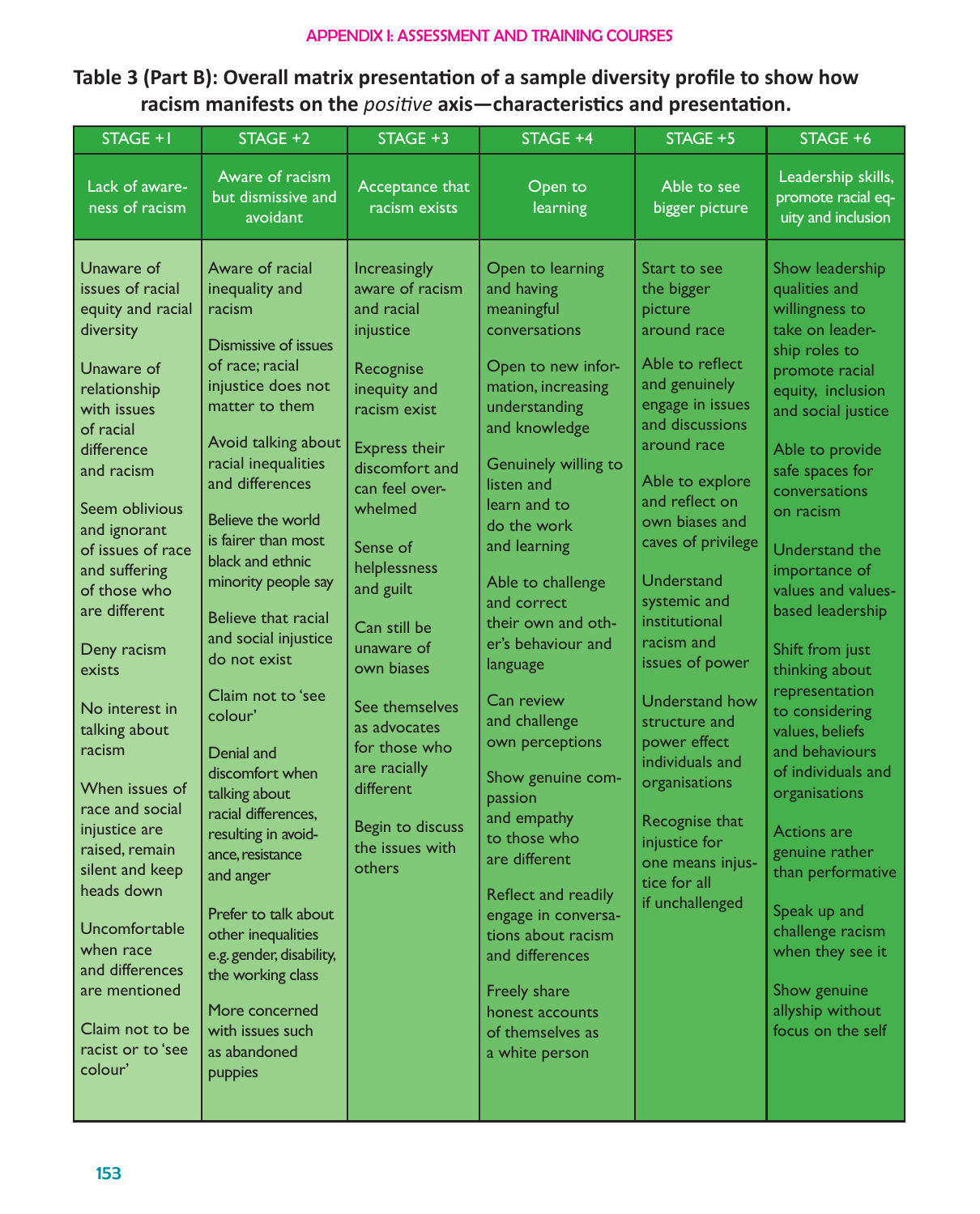APPENDIX I: ASSESSMENT AND TRAINING COURSES

**Table 3 (Part B): Overall matrix presentation of a sample diversity profile to show how racism manifests on the *positive* axis—characteristics and presentation.**

| STAGE +1 | STAGE +2 | STAGE +3 | STAGE +4 | STAGE +5 | STAGE +6 |
|---|---|---|---|---|---|
| Lack of awareness of racism | Aware of racism but dismissive and avoidant | Acceptance that racism exists | Open to learning | Able to see bigger picture | Leadership skills, promote racial equity and inclusion |
| Unaware of issues of racial equity and racial diversity<br><br>Unaware of relationship with issues of racial difference and racism<br><br>Seem oblivious and ignorant of issues of race and suffering of those who are different<br><br>Deny racism exists<br><br>No interest in talking about racism<br><br>When issues of race and social injustice are raised, remain silent and keep heads down<br><br>Uncomfortable when race and differences are mentioned<br><br>Claim not to be racist or to 'see colour' | Aware of racial inequality and racism<br><br>Dismissive of issues of race; racial injustice does not matter to them<br><br>Avoid talking about racial inequalities and differences<br><br>Believe the world is fairer than most black and ethnic minority people say<br><br>Believe that racial and social injustice do not exist<br><br>Claim not to 'see colour'<br><br>Denial and discomfort when talking about racial differences, resulting in avoidance, resistance and anger<br><br>Prefer to talk about other inequalities e.g. gender, disability, the working class<br><br>More concerned with issues such as abandoned puppies | Increasingly aware of racism and racial injustice<br><br>Recognise inequity and racism exist<br><br>Express their discomfort and can feel overwhelmed<br><br>Sense of helplessness and guilt<br><br>Can still be unaware of own biases<br><br>See themselves as advocates for those who are racially different<br><br>Begin to discuss the issues with others | Open to learning and having meaningful conversations<br><br>Open to new information, increasing understanding and knowledge<br><br>Genuinely willing to listen and learn and to do the work and learning<br><br>Able to challenge and correct their own and other's behaviour and language<br><br>Can review and challenge own perceptions<br><br>Show genuine compassion and empathy to those who are different<br><br>Reflect and readily engage in conversations about racism and differences<br><br>Freely share honest accounts of themselves as a white person | Start to see the bigger picture around race<br><br>Able to reflect and genuinely engage in issues and discussions around race<br><br>Able to explore and reflect on own biases and caves of privilege<br><br>Understand systemic and institutional racism and issues of power<br><br>Understand how structure and power effect individuals and organisations<br><br>Recognise that injustice for one means injustice for all if unchallenged | Show leadership qualities and willingness to take on leadership roles to promote racial equity, inclusion and social justice<br><br>Able to provide safe spaces for conversations on racism<br><br>Understand the importance of values and values-based leadership<br><br>Shift from just thinking about representation to considering values, beliefs and behaviours of individuals and organisations<br><br>Actions are genuine rather than performative<br><br>Speak up and challenge racism when they see it<br><br>Show genuine allyship without focus on the self |